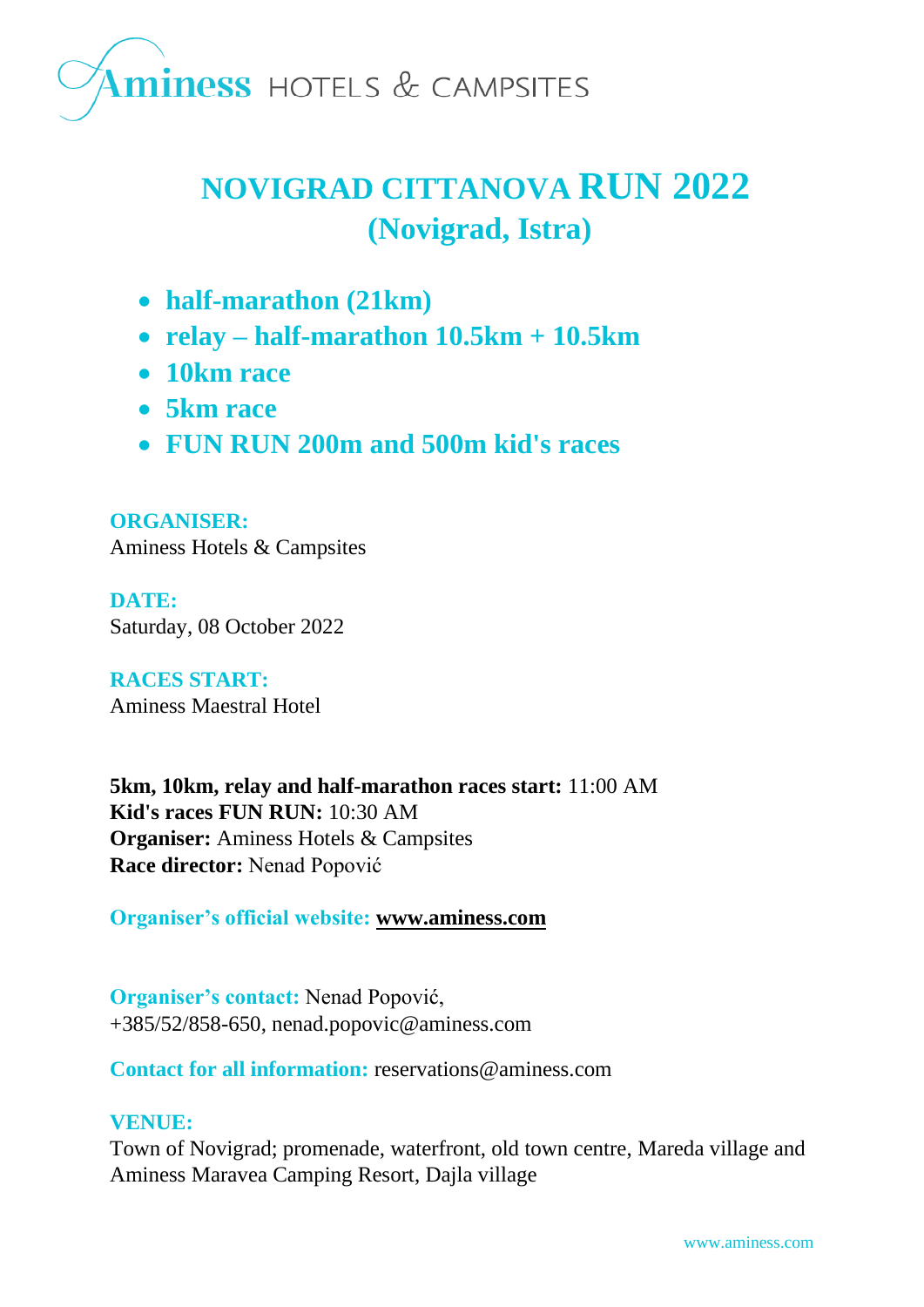Aminess HOTELS & CAMPSITES

# NOVIGRAD CITTANOVA RUN 2022
## (Novigrad, Istra)

- **half-marathon (21km)**
- **relay – half-marathon 10.5km + 10.5km**
- **10km race**
- **5km race**
- **FUN RUN 200m and 500m kid's races**

**ORGANISER:**
Aminess Hotels & Campsites

**DATE:**
Saturday, 08 October 2022

**RACES START:**
Aminess Maestral Hotel

**5km, 10km, relay and half-marathon races start:** 11:00 AM
**Kid's races FUN RUN:** 10:30 AM
**Organiser:** Aminess Hotels & Campsites
**Race director:** Nenad Popović

**Organiser's official website:** **www.aminess.com**

**Organiser's contact:** Nenad Popović,
+385/52/858-650, nenad.popovic@aminess.com

**Contact for all information:** reservations@aminess.com

**VENUE:**
Town of Novigrad; promenade, waterfront, old town centre, Mareda village and Aminess Maravea Camping Resort, Dajla village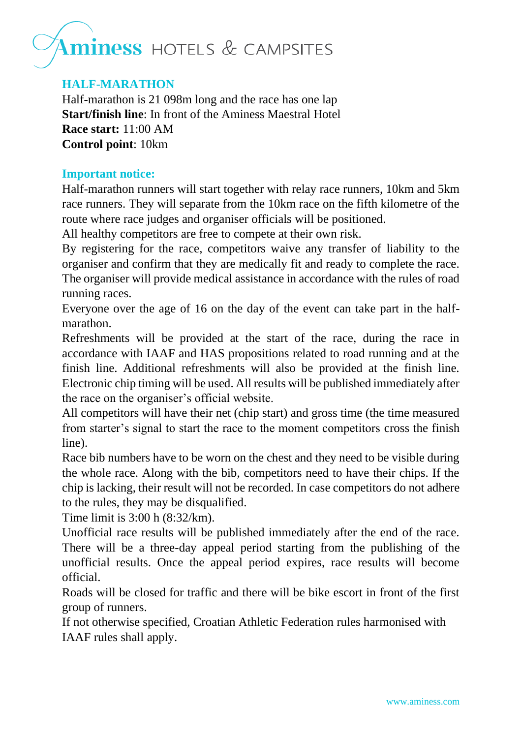## HALF-MARATHON

Half-marathon is 21 098m long and the race has one lap
**Start/finish line**: In front of the Aminess Maestral Hotel
**Race start:** 11:00 AM
**Control point**: 10km

### Important notice:

Half-marathon runners will start together with relay race runners, 10km and 5km race runners. They will separate from the 10km race on the fifth kilometre of the route where race judges and organiser officials will be positioned.

All healthy competitors are free to compete at their own risk.

By registering for the race, competitors waive any transfer of liability to the organiser and confirm that they are medically fit and ready to complete the race. The organiser will provide medical assistance in accordance with the rules of road running races.

Everyone over the age of 16 on the day of the event can take part in the half-marathon.

Refreshments will be provided at the start of the race, during the race in accordance with IAAF and HAS propositions related to road running and at the finish line. Additional refreshments will also be provided at the finish line. Electronic chip timing will be used. All results will be published immediately after the race on the organiser's official website.

All competitors will have their net (chip start) and gross time (the time measured from starter's signal to start the race to the moment competitors cross the finish line).

Race bib numbers have to be worn on the chest and they need to be visible during the whole race. Along with the bib, competitors need to have their chips. If the chip is lacking, their result will not be recorded. In case competitors do not adhere to the rules, they may be disqualified.

Time limit is 3:00 h (8:32/km).

Unofficial race results will be published immediately after the end of the race. There will be a three-day appeal period starting from the publishing of the unofficial results. Once the appeal period expires, race results will become official.

Roads will be closed for traffic and there will be bike escort in front of the first group of runners.

If not otherwise specified, Croatian Athletic Federation rules harmonised with IAAF rules shall apply.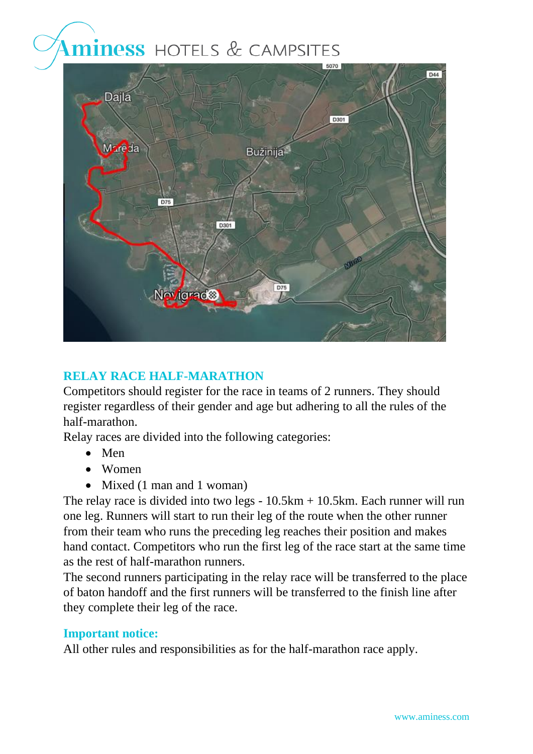## RELAY RACE HALF-MARATHON

Competitors should register for the race in teams of 2 runners. They should register regardless of their gender and age but adhering to all the rules of the half-marathon.

Relay races are divided into the following categories:

- Men
- Women
- Mixed (1 man and 1 woman)

The relay race is divided into two legs - 10.5km + 10.5km. Each runner will run one leg. Runners will start to run their leg of the route when the other runner from their team who runs the preceding leg reaches their position and makes hand contact. Competitors who run the first leg of the race start at the same time as the rest of half-marathon runners.

The second runners participating in the relay race will be transferred to the place of baton handoff and the first runners will be transferred to the finish line after they complete their leg of the race.

### Important notice:

All other rules and responsibilities as for the half-marathon race apply.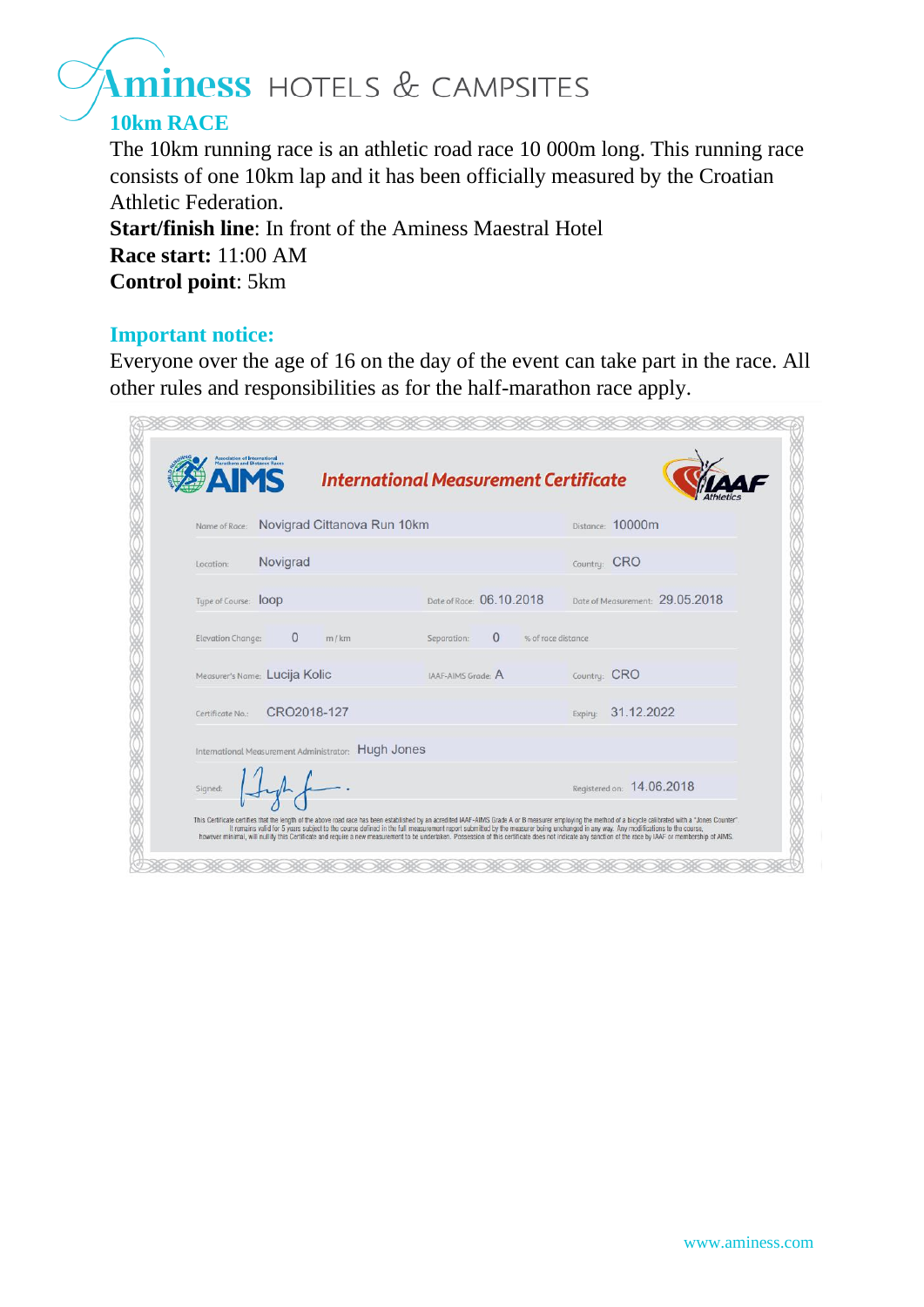# Aminess HOTELS & CAMPSITES

## 10km RACE

The 10km running race is an athletic road race 10 000m long. This running race consists of one 10km lap and it has been officially measured by the Croatian Athletic Federation.

**Start/finish line**: In front of the Aminess Maestral Hotel

**Race start:** 11:00 AM

**Control point**: 5km

## Important notice:

Everyone over the age of 16 on the day of the event can take part in the race. All other rules and responsibilities as for the half-marathon race apply.

### AIMS International Measurement Certificate IAAF Athletics

| | | |
|---|---|---|
| Name of Race: Novigrad Cittanova Run 10km | | Distance: 10000m |
| Location: Novigrad | | Country: CRO |
| Type of Course: loop | Date of Race: 06.10.2018 | Date of Measurement: 29.05.2018 |
| Elevation Change: 0 m / km | Separation: 0 % of race distance | |
| Measurer's Name: Lucija Kolic | IAAF-AIMS Grade: A | Country: CRO |
| Certificate No.: CRO2018-127 | | Expiry: 31.12.2022 |
| International Measurement Administrator: Hugh Jones | | |
| Signed: | | Registered on: 14.06.2018 |

This Certificate certifies that the length of the above road race has been established by an accredited IAAF-AIMS Grade A or B measurer employing the method of a bicycle calibrated with a "Jones Counter". It remains valid for 5 years subject to the course defined in the full measurement report submitted by the measurer being unchanged in any way. Any modifications to the course, however minimal, will nullify this Certificate and require a new measurement to be undertaken. Possession of this certificate does not indicate any sanction of the race by IAAF or membership of AIMS.

www.aminess.com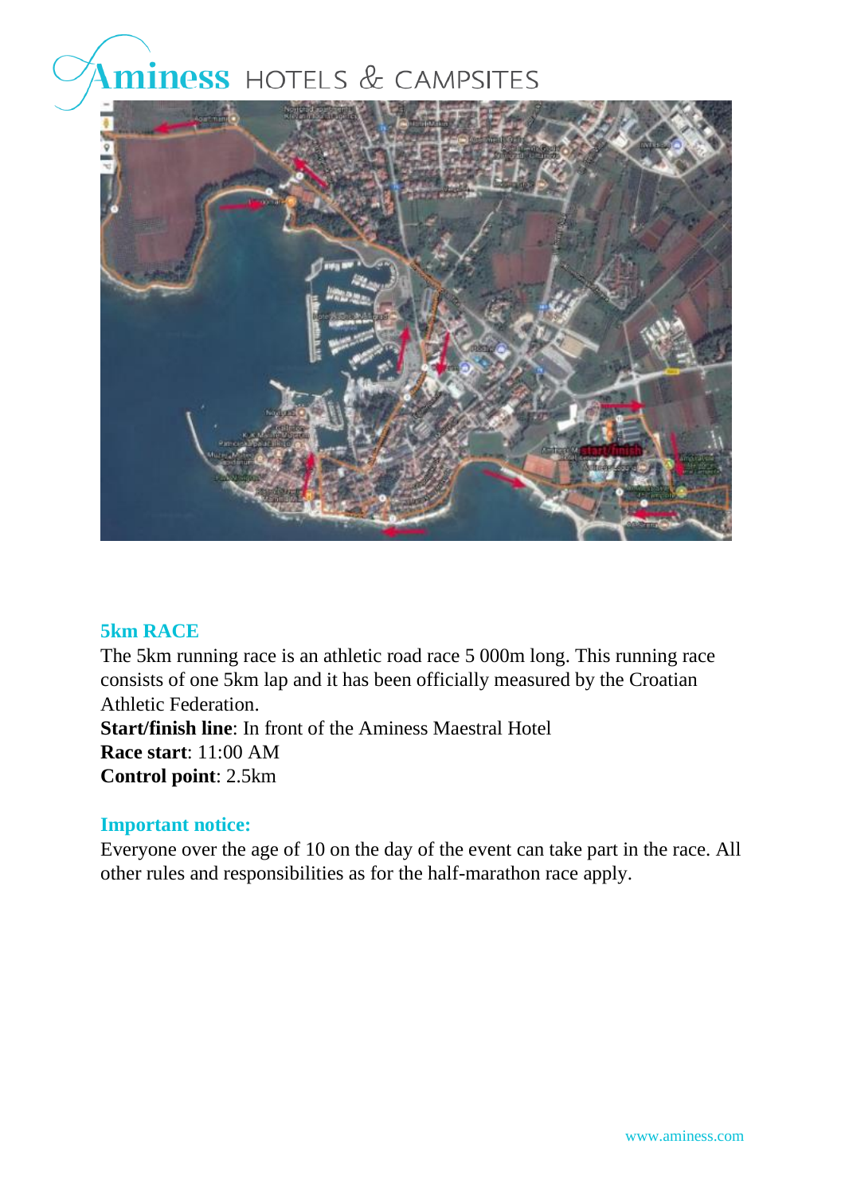## 5km RACE

The 5km running race is an athletic road race 5 000m long. This running race consists of one 5km lap and it has been officially measured by the Croatian Athletic Federation.

**Start/finish line**: In front of the Aminess Maestral Hotel
**Race start**: 11:00 AM
**Control point**: 2.5km

## Important notice:

Everyone over the age of 10 on the day of the event can take part in the race. All other rules and responsibilities as for the half-marathon race apply.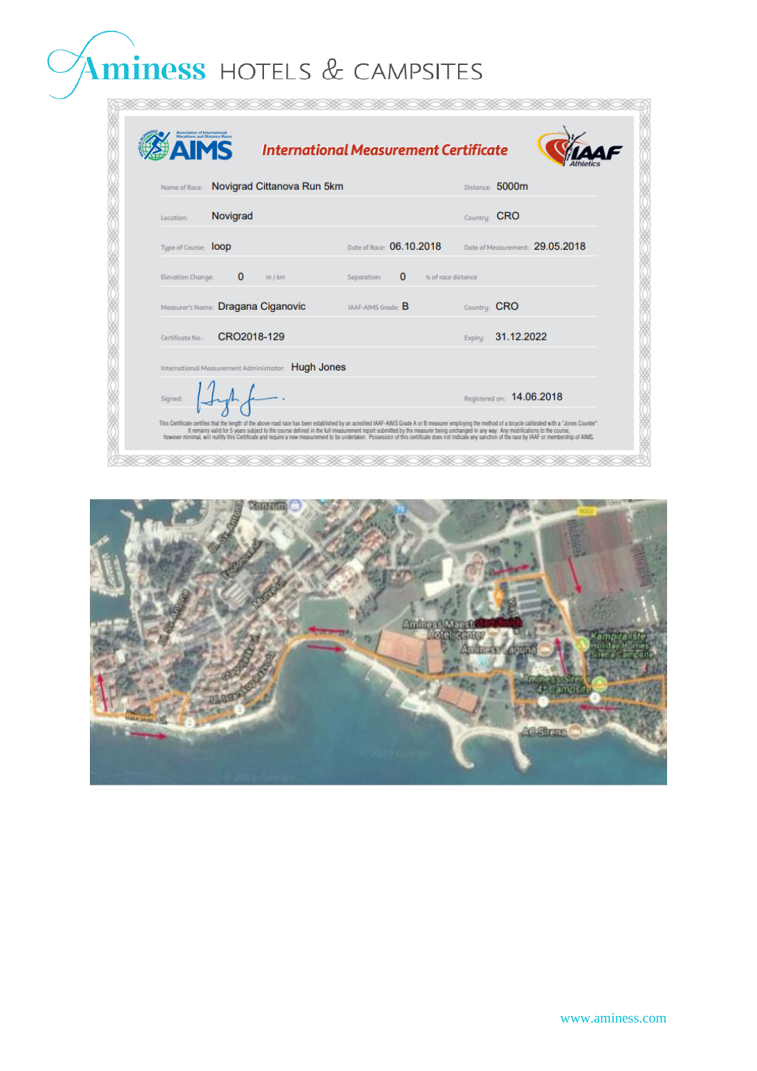# Aminess HOTELS & CAMPSITES

## International Measurement Certificate

AIMS — IAAF Athletics

| | | | |
|---|---|---|---|
| Name of Race: Novigrad Cittanova Run 5km | | Distance: 5000m | |
| Location: Novigrad | | Country: CRO | |
| Type of Course: loop | Date of Race: 06.10.2018 | Date of Measurement: 29.05.2018 | |
| Elevation Change: 0 m / km | Separation: 0 % of race distance | | |
| Measurer's Name: Dragana Ciganovic | IAAF-AIMS Grade: B | Country: CRO | |
| Certificate No.: CRO2018-129 | | Expiry: 31.12.2022 | |
| International Measurement Administrator: Hugh Jones | | | |
| Signed: | | Registered on: 14.06.2018 | |

This Certificate certifies that the length of the above road race has been established by an acredited IAAF-AIMS Grade A or B measurer employing the method of a bicycle calibrated with a "Jones Counter". It remains valid for 5 years subject to the course defined in the full measurement report submitted by the measurer being unchanged in any way. Any modifications to the course, however minimal, will nullify this Certificate and require a new measurement to be undertaken. Possession of this certificate does not indicate any sanction of the race by IAAF or membership of AIMS.

www.aminess.com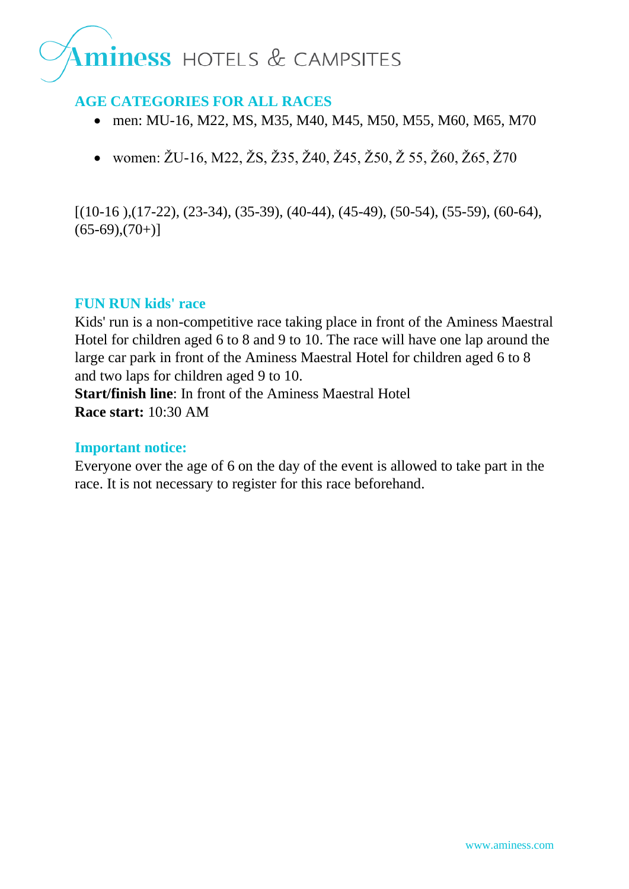## AGE CATEGORIES FOR ALL RACES

- men: MU-16, M22, MS, M35, M40, M45, M50, M55, M60, M65, M70
- women: ŽU-16, M22, ŽS, Ž35, Ž40, Ž45, Ž50, Ž 55, Ž60, Ž65, Ž70

[(10-16 ),(17-22), (23-34), (35-39), (40-44), (45-49), (50-54), (55-59), (60-64), (65-69),(70+)]

## FUN RUN kids' race

Kids' run is a non-competitive race taking place in front of the Aminess Maestral Hotel for children aged 6 to 8 and 9 to 10. The race will have one lap around the large car park in front of the Aminess Maestral Hotel for children aged 6 to 8 and two laps for children aged 9 to 10.

**Start/finish line**: In front of the Aminess Maestral Hotel

**Race start:** 10:30 AM

## Important notice:

Everyone over the age of 6 on the day of the event is allowed to take part in the race. It is not necessary to register for this race beforehand.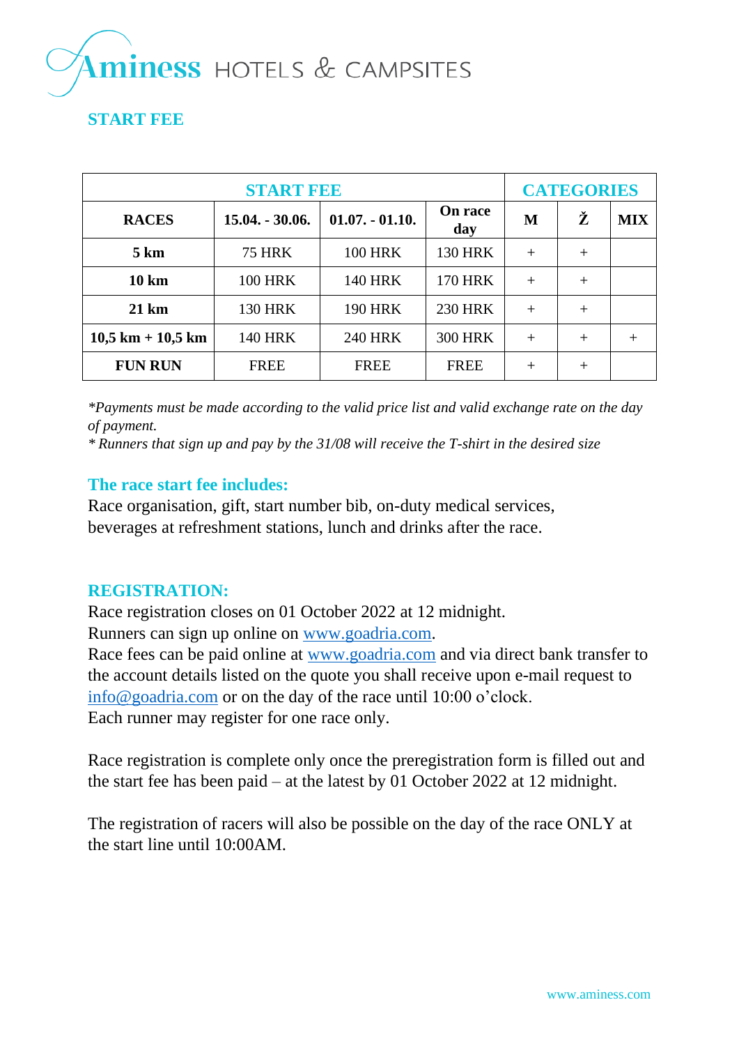Aminess HOTELS & CAMPSITES

## START FEE

| START FEE | | | | CATEGORIES | | |
|---|---|---|---|---|---|---|
| **RACES** | **15.04. - 30.06.** | **01.07. - 01.10.** | **On race day** | **M** | **Ž** | **MIX** |
| **5 km** | 75 HRK | 100 HRK | 130 HRK | + | + | |
| **10 km** | 100 HRK | 140 HRK | 170 HRK | + | + | |
| **21 km** | 130 HRK | 190 HRK | 230 HRK | + | + | |
| **10,5 km + 10,5 km** | 140 HRK | 240 HRK | 300 HRK | + | + | + |
| **FUN RUN** | FREE | FREE | FREE | + | + | |

*\*Payments must be made according to the valid price list and valid exchange rate on the day of payment.*
*\* Runners that sign up and pay by the 31/08 will receive the T-shirt in the desired size*

### The race start fee includes:

Race organisation, gift, start number bib, on-duty medical services, beverages at refreshment stations, lunch and drinks after the race.

### REGISTRATION:

Race registration closes on 01 October 2022 at 12 midnight.
Runners can sign up online on www.goadria.com.
Race fees can be paid online at www.goadria.com and via direct bank transfer to the account details listed on the quote you shall receive upon e-mail request to info@goadria.com or on the day of the race until 10:00 o'clock.
Each runner may register for one race only.

Race registration is complete only once the preregistration form is filled out and the start fee has been paid – at the latest by 01 October 2022 at 12 midnight.

The registration of racers will also be possible on the day of the race ONLY at the start line until 10:00AM.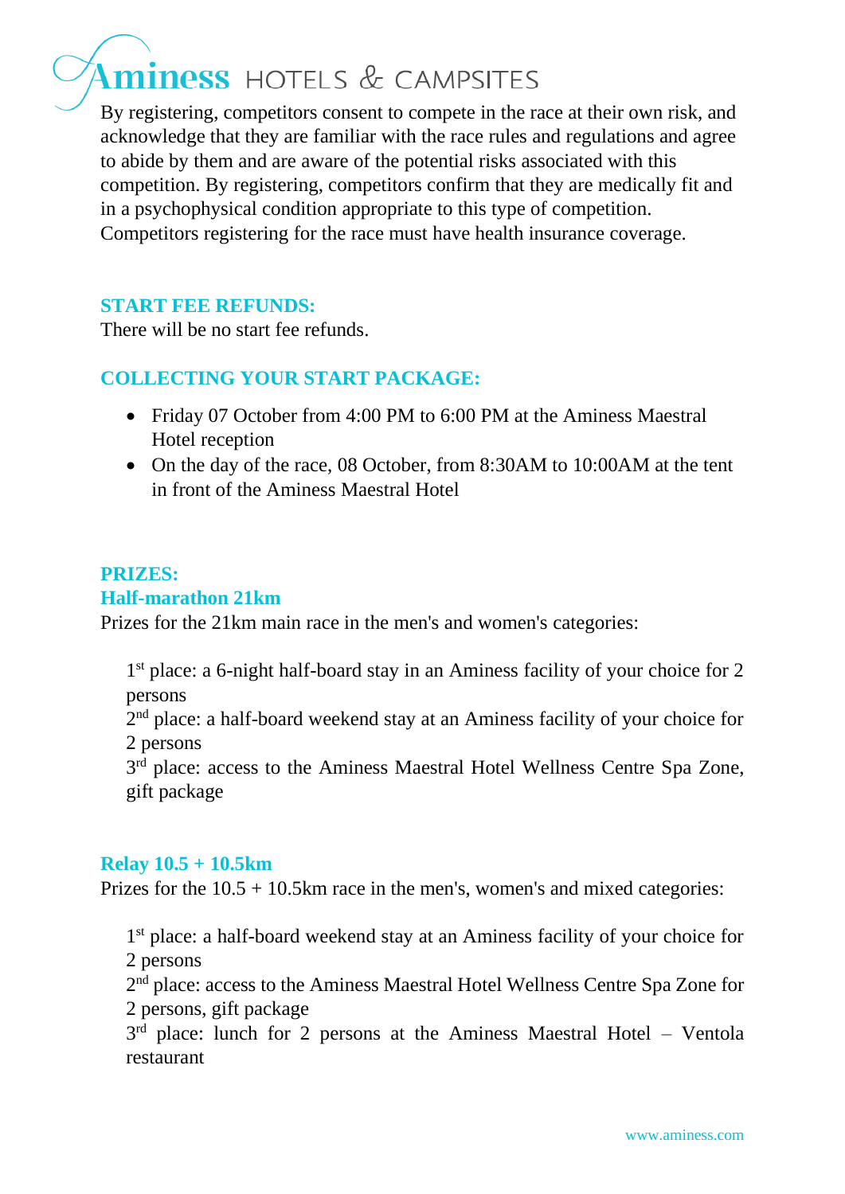By registering, competitors consent to compete in the race at their own risk, and acknowledge that they are familiar with the race rules and regulations and agree to abide by them and are aware of the potential risks associated with this competition. By registering, competitors confirm that they are medically fit and in a psychophysical condition appropriate to this type of competition. Competitors registering for the race must have health insurance coverage.

## START FEE REFUNDS:

There will be no start fee refunds.

## COLLECTING YOUR START PACKAGE:

- Friday 07 October from 4:00 PM to 6:00 PM at the Aminess Maestral Hotel reception
- On the day of the race, 08 October, from 8:30AM to 10:00AM at the tent in front of the Aminess Maestral Hotel

## PRIZES:

### Half-marathon 21km

Prizes for the 21km main race in the men's and women's categories:

1st place: a 6-night half-board stay in an Aminess facility of your choice for 2 persons
2nd place: a half-board weekend stay at an Aminess facility of your choice for 2 persons
3rd place: access to the Aminess Maestral Hotel Wellness Centre Spa Zone, gift package

### Relay 10.5 + 10.5km

Prizes for the 10.5 + 10.5km race in the men's, women's and mixed categories:

1st place: a half-board weekend stay at an Aminess facility of your choice for 2 persons
2nd place: access to the Aminess Maestral Hotel Wellness Centre Spa Zone for 2 persons, gift package
3rd place: lunch for 2 persons at the Aminess Maestral Hotel – Ventola restaurant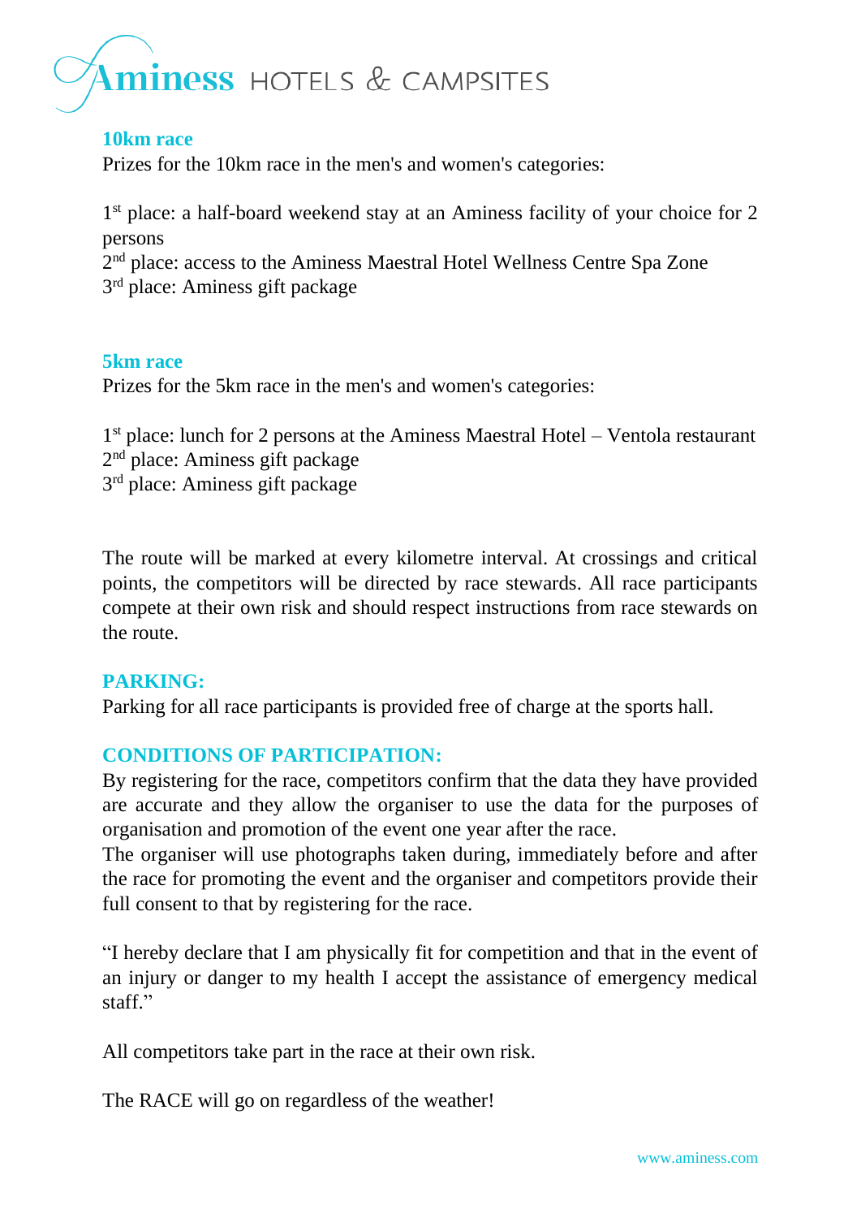### 10km race

Prizes for the 10km race in the men's and women's categories:

1st place: a half-board weekend stay at an Aminess facility of your choice for 2 persons
2nd place: access to the Aminess Maestral Hotel Wellness Centre Spa Zone
3rd place: Aminess gift package

### 5km race

Prizes for the 5km race in the men's and women's categories:

1st place: lunch for 2 persons at the Aminess Maestral Hotel – Ventola restaurant
2nd place: Aminess gift package
3rd place: Aminess gift package

The route will be marked at every kilometre interval. At crossings and critical points, the competitors will be directed by race stewards. All race participants compete at their own risk and should respect instructions from race stewards on the route.

### PARKING:

Parking for all race participants is provided free of charge at the sports hall.

### CONDITIONS OF PARTICIPATION:

By registering for the race, competitors confirm that the data they have provided are accurate and they allow the organiser to use the data for the purposes of organisation and promotion of the event one year after the race.
The organiser will use photographs taken during, immediately before and after the race for promoting the event and the organiser and competitors provide their full consent to that by registering for the race.

"I hereby declare that I am physically fit for competition and that in the event of an injury or danger to my health I accept the assistance of emergency medical staff."

All competitors take part in the race at their own risk.

The RACE will go on regardless of the weather!